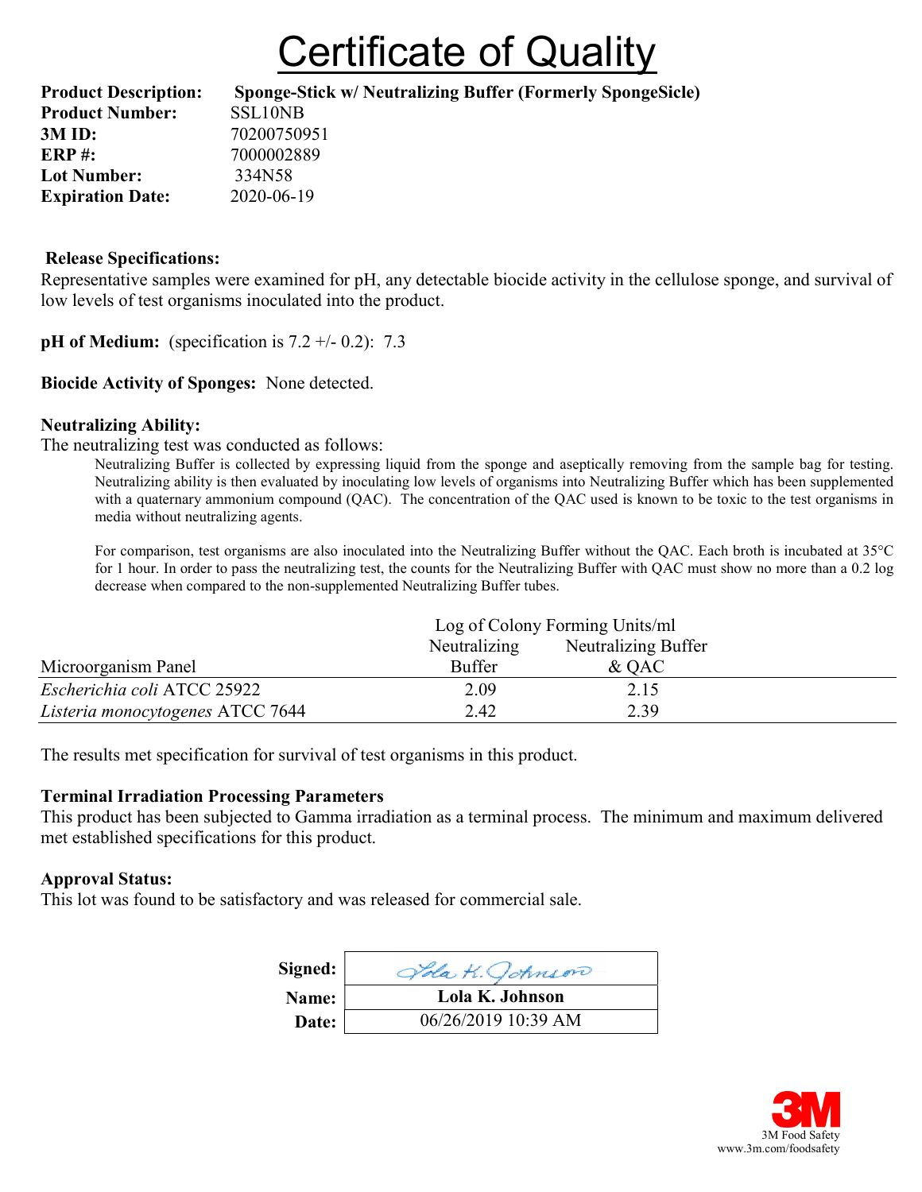# Certificate of Quality

**Product Description:** **Sponge-Stick w/ Neutralizing Buffer (Formerly SpongeSicle)**
**Product Number:** SSL10NB
**3M ID:** 70200750951
**ERP #:** 7000002889
**Lot Number:** 334N58
**Expiration Date:** 2020-06-19

**Release Specifications:**

Representative samples were examined for pH, any detectable biocide activity in the cellulose sponge, and survival of low levels of test organisms inoculated into the product.

**pH of Medium:** (specification is 7.2 +/- 0.2): 7.3

**Biocide Activity of Sponges:** None detected.

**Neutralizing Ability:**

The neutralizing test was conducted as follows:

Neutralizing Buffer is collected by expressing liquid from the sponge and aseptically removing from the sample bag for testing. Neutralizing ability is then evaluated by inoculating low levels of organisms into Neutralizing Buffer which has been supplemented with a quaternary ammonium compound (QAC). The concentration of the QAC used is known to be toxic to the test organisms in media without neutralizing agents.

For comparison, test organisms are also inoculated into the Neutralizing Buffer without the QAC. Each broth is incubated at 35°C for 1 hour. In order to pass the neutralizing test, the counts for the Neutralizing Buffer with QAC must show no more than a 0.2 log decrease when compared to the non-supplemented Neutralizing Buffer tubes.

| | Log of Colony Forming Units/ml | |
|---|---|---|
| Microorganism Panel | Neutralizing Buffer | Neutralizing Buffer & QAC |
| *Escherichia coli* ATCC 25922 | 2.09 | 2.15 |
| *Listeria monocytogenes* ATCC 7644 | 2.42 | 2.39 |

The results met specification for survival of test organisms in this product.

**Terminal Irradiation Processing Parameters**

This product has been subjected to Gamma irradiation as a terminal process. The minimum and maximum delivered met established specifications for this product.

**Approval Status:**

This lot was found to be satisfactory and was released for commercial sale.

| | |
|---|---|
| **Signed:** | Lola K. Johnson |
| **Name:** | **Lola K. Johnson** |
| **Date:** | 06/26/2019 10:39 AM |

3M Food Safety
www.3m.com/foodsafety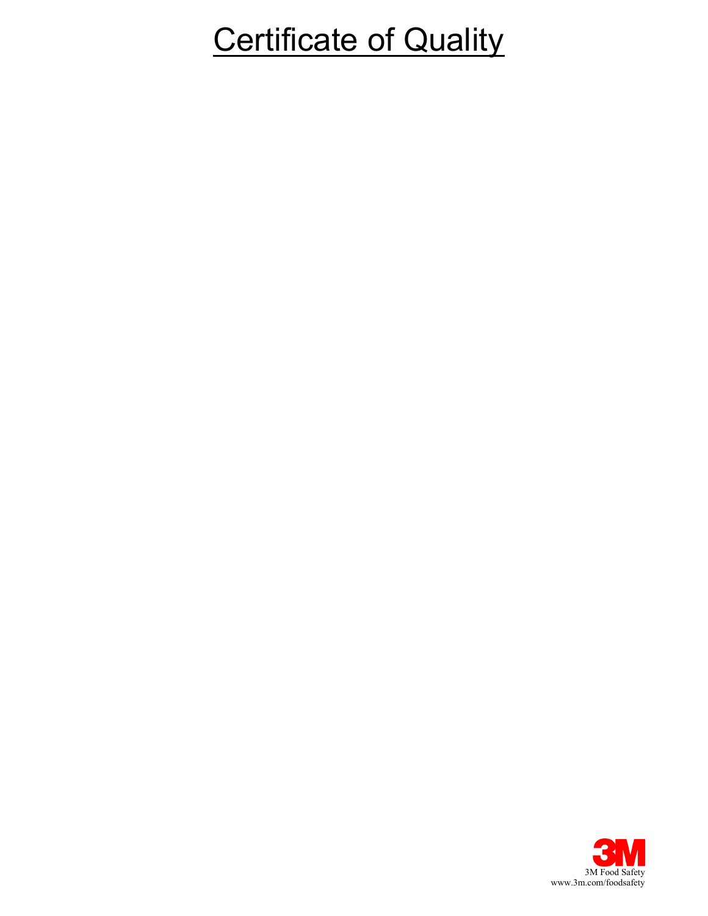# Certificate of Quality

3M Food Safety
www.3m.com/foodsafety